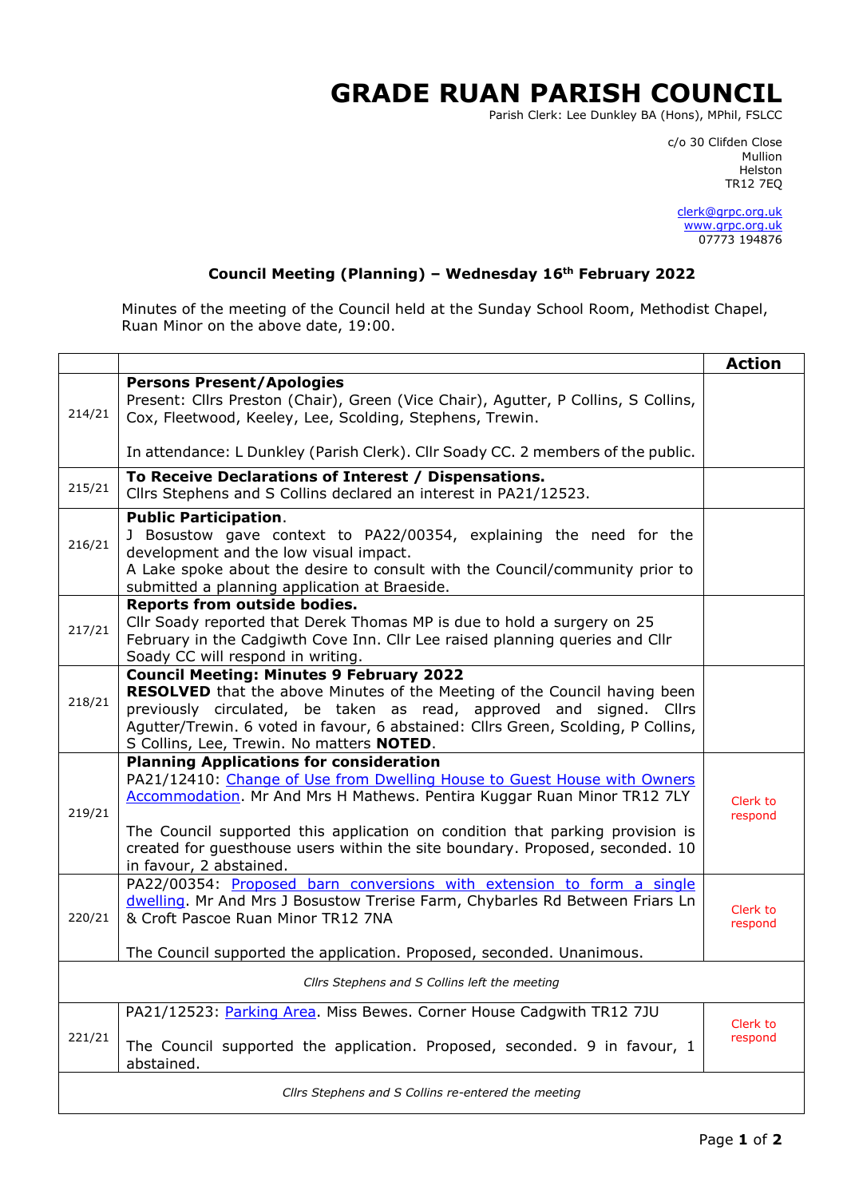# GRADE RUAN PARISH COUNCIL

Parish Clerk: Lee Dunkley BA (Hons), MPhil, FSLCC

c/o 30 Clifden Close
Mullion
Helston
TR12 7EQ

clerk@grpc.org.uk
www.grpc.org.uk
07773 194876

**Council Meeting (Planning) – Wednesday 16th February 2022**

Minutes of the meeting of the Council held at the Sunday School Room, Methodist Chapel, Ruan Minor on the above date, 19:00.

| | | **Action** |
|---|---|---|
| 214/21 | **Persons Present/Apologies**<br>Present: Cllrs Preston (Chair), Green (Vice Chair), Agutter, P Collins, S Collins, Cox, Fleetwood, Keeley, Lee, Scolding, Stephens, Trewin.<br><br>In attendance: L Dunkley (Parish Clerk). Cllr Soady CC. 2 members of the public. | |
| 215/21 | **To Receive Declarations of Interest / Dispensations.**<br>Cllrs Stephens and S Collins declared an interest in PA21/12523. | |
| 216/21 | **Public Participation**.<br>J Bosustow gave context to PA22/00354, explaining the need for the development and the low visual impact.<br>A Lake spoke about the desire to consult with the Council/community prior to submitted a planning application at Braeside. | |
| 217/21 | **Reports from outside bodies.**<br>Cllr Soady reported that Derek Thomas MP is due to hold a surgery on 25 February in the Cadgwith Cove Inn. Cllr Lee raised planning queries and Cllr Soady CC will respond in writing. | |
| 218/21 | **Council Meeting: Minutes 9 February 2022**<br>**RESOLVED** that the above Minutes of the Meeting of the Council having been previously circulated, be taken as read, approved and signed. Cllrs Agutter/Trewin. 6 voted in favour, 6 abstained: Cllrs Green, Scolding, P Collins, S Collins, Lee, Trewin. No matters **NOTED**. | |
| 219/21 | **Planning Applications for consideration**<br>PA21/12410: Change of Use from Dwelling House to Guest House with Owners Accommodation. Mr And Mrs H Mathews. Pentira Kuggar Ruan Minor TR12 7LY<br><br>The Council supported this application on condition that parking provision is created for guesthouse users within the site boundary. Proposed, seconded. 10 in favour, 2 abstained. | Clerk to respond |
| 220/21 | PA22/00354: Proposed barn conversions with extension to form a single dwelling. Mr And Mrs J Bosustow Trerise Farm, Chybarles Rd Between Friars Ln & Croft Pascoe Ruan Minor TR12 7NA<br><br>The Council supported the application. Proposed, seconded. Unanimous. | Clerk to respond |
| | *Cllrs Stephens and S Collins left the meeting* | |
| 221/21 | PA21/12523: Parking Area. Miss Bewes. Corner House Cadgwith TR12 7JU<br><br>The Council supported the application. Proposed, seconded. 9 in favour, 1 abstained. | Clerk to respond |
| | *Cllrs Stephens and S Collins re-entered the meeting* | |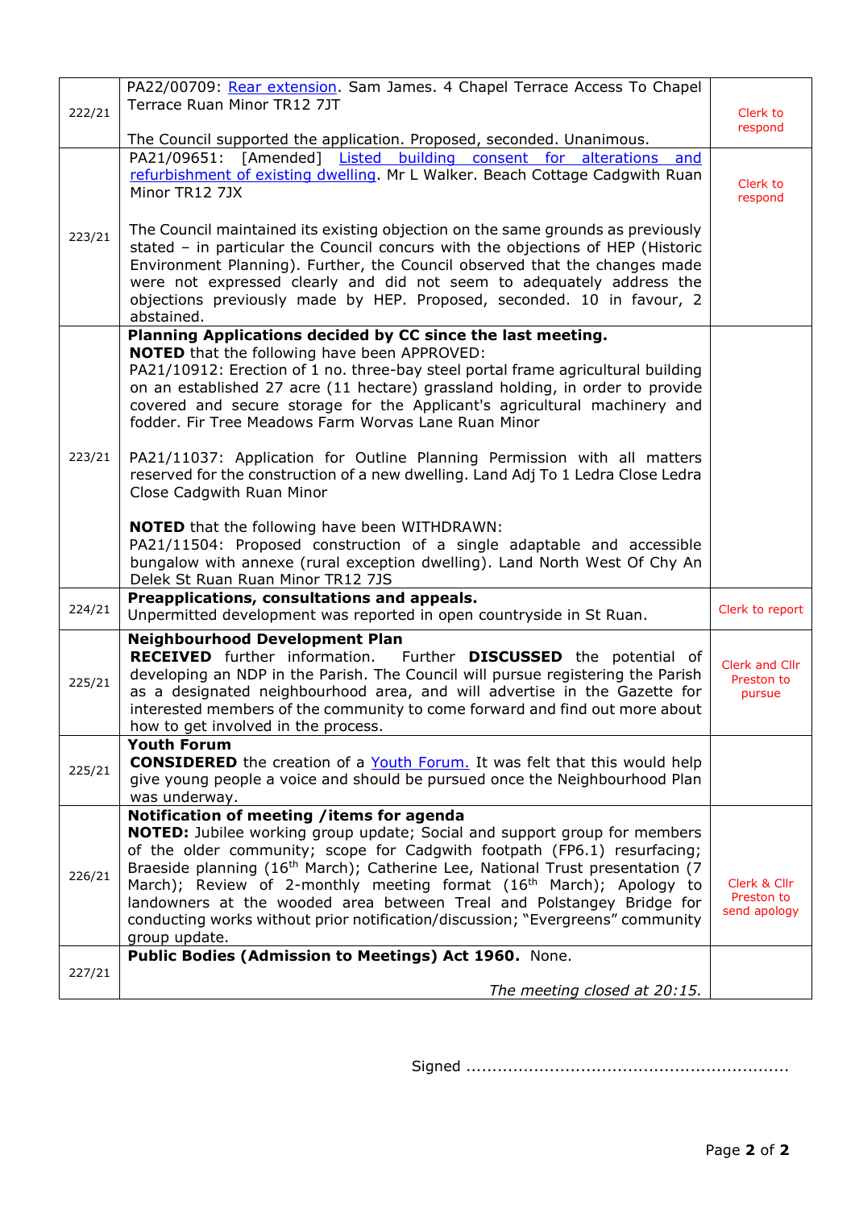| | | |
|---|---|---|
| 222/21 | PA22/00709: Rear extension. Sam James. 4 Chapel Terrace Access To Chapel Terrace Ruan Minor TR12 7JT<br><br>The Council supported the application. Proposed, seconded. Unanimous. | Clerk to respond |
| 223/21 | PA21/09651: [Amended] Listed building consent for alterations and refurbishment of existing dwelling. Mr L Walker. Beach Cottage Cadgwith Ruan Minor TR12 7JX<br><br>The Council maintained its existing objection on the same grounds as previously stated – in particular the Council concurs with the objections of HEP (Historic Environment Planning). Further, the Council observed that the changes made were not expressed clearly and did not seem to adequately address the objections previously made by HEP. Proposed, seconded. 10 in favour, 2 abstained. | Clerk to respond |
| 223/21 | **Planning Applications decided by CC since the last meeting.**<br>**NOTED** that the following have been APPROVED:<br>PA21/10912: Erection of 1 no. three-bay steel portal frame agricultural building on an established 27 acre (11 hectare) grassland holding, in order to provide covered and secure storage for the Applicant's agricultural machinery and fodder. Fir Tree Meadows Farm Worvas Lane Ruan Minor<br><br>PA21/11037: Application for Outline Planning Permission with all matters reserved for the construction of a new dwelling. Land Adj To 1 Ledra Close Ledra Close Cadgwith Ruan Minor<br><br>**NOTED** that the following have been WITHDRAWN:<br>PA21/11504: Proposed construction of a single adaptable and accessible bungalow with annexe (rural exception dwelling). Land North West Of Chy An Delek St Ruan Ruan Minor TR12 7JS | |
| 224/21 | **Preapplications, consultations and appeals.**<br>Unpermitted development was reported in open countryside in St Ruan. | Clerk to report |
| 225/21 | **Neighbourhood Development Plan**<br>**RECEIVED** further information. Further **DISCUSSED** the potential of developing an NDP in the Parish. The Council will pursue registering the Parish as a designated neighbourhood area, and will advertise in the Gazette for interested members of the community to come forward and find out more about how to get involved in the process. | Clerk and Cllr Preston to pursue |
| 225/21 | **Youth Forum**<br>**CONSIDERED** the creation of a Youth Forum. It was felt that this would help give young people a voice and should be pursued once the Neighbourhood Plan was underway. | |
| 226/21 | **Notification of meeting /items for agenda**<br>**NOTED:** Jubilee working group update; Social and support group for members of the older community; scope for Cadgwith footpath (FP6.1) resurfacing; Braeside planning (16th March); Catherine Lee, National Trust presentation (7 March); Review of 2-monthly meeting format (16th March); Apology to landowners at the wooded area between Treal and Polstangey Bridge for conducting works without prior notification/discussion; "Evergreens" community group update. | Clerk & Cllr Preston to send apology |
| 227/21 | **Public Bodies (Admission to Meetings) Act 1960.** None.<br><br>*The meeting closed at 20:15.* | |

Signed .............................................................